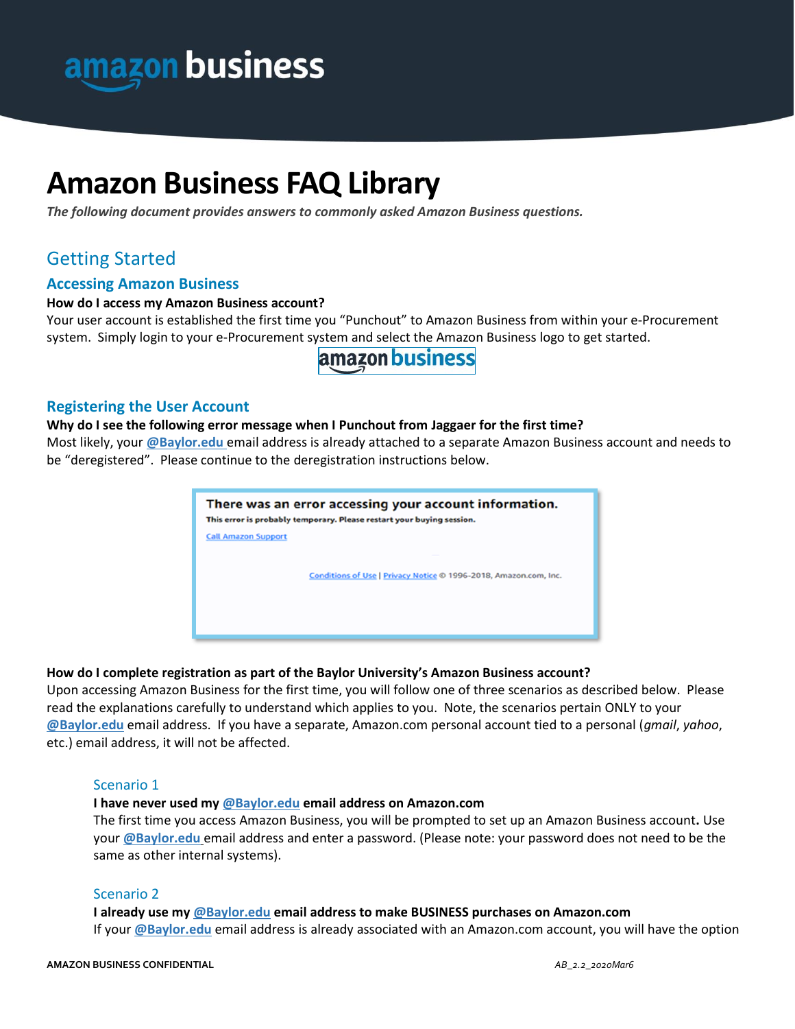# Amazon Business FAQ Library

*The following document provides answers to commonly asked Amazon Business questions.*

## Getting Started

### Accessing Amazon Business

**How do I access my Amazon Business account?**

Your user account is established the first time you "Punchout" to Amazon Business from within your e-Procurement system. Simply login to your e-Procurement system and select the Amazon Business logo to get started.

### Registering the User Account

**Why do I see the following error message when I Punchout from Jaggaer for the first time?**

Most likely, your **@Baylor.edu** email address is already attached to a separate Amazon Business account and needs to be "deregistered". Please continue to the deregistration instructions below.

There was an error accessing your account information.
This error is probably temporary. Please restart your buying session.
Call Amazon Support
Conditions of Use | Privacy Notice © 1996-2018, Amazon.com, Inc.

**How do I complete registration as part of the Baylor University's Amazon Business account?**

Upon accessing Amazon Business for the first time, you will follow one of three scenarios as described below. Please read the explanations carefully to understand which applies to you. Note, the scenarios pertain ONLY to your **@Baylor.edu** email address. If you have a separate, Amazon.com personal account tied to a personal (*gmail*, *yahoo*, etc.) email address, it will not be affected.

#### Scenario 1

**I have never used my @Baylor.edu email address on Amazon.com**

The first time you access Amazon Business, you will be prompted to set up an Amazon Business account**.** Use your **@Baylor.edu** email address and enter a password. (Please note: your password does not need to be the same as other internal systems).

#### Scenario 2

**I already use my @Baylor.edu email address to make BUSINESS purchases on Amazon.com**

If your **@Baylor.edu** email address is already associated with an Amazon.com account, you will have the option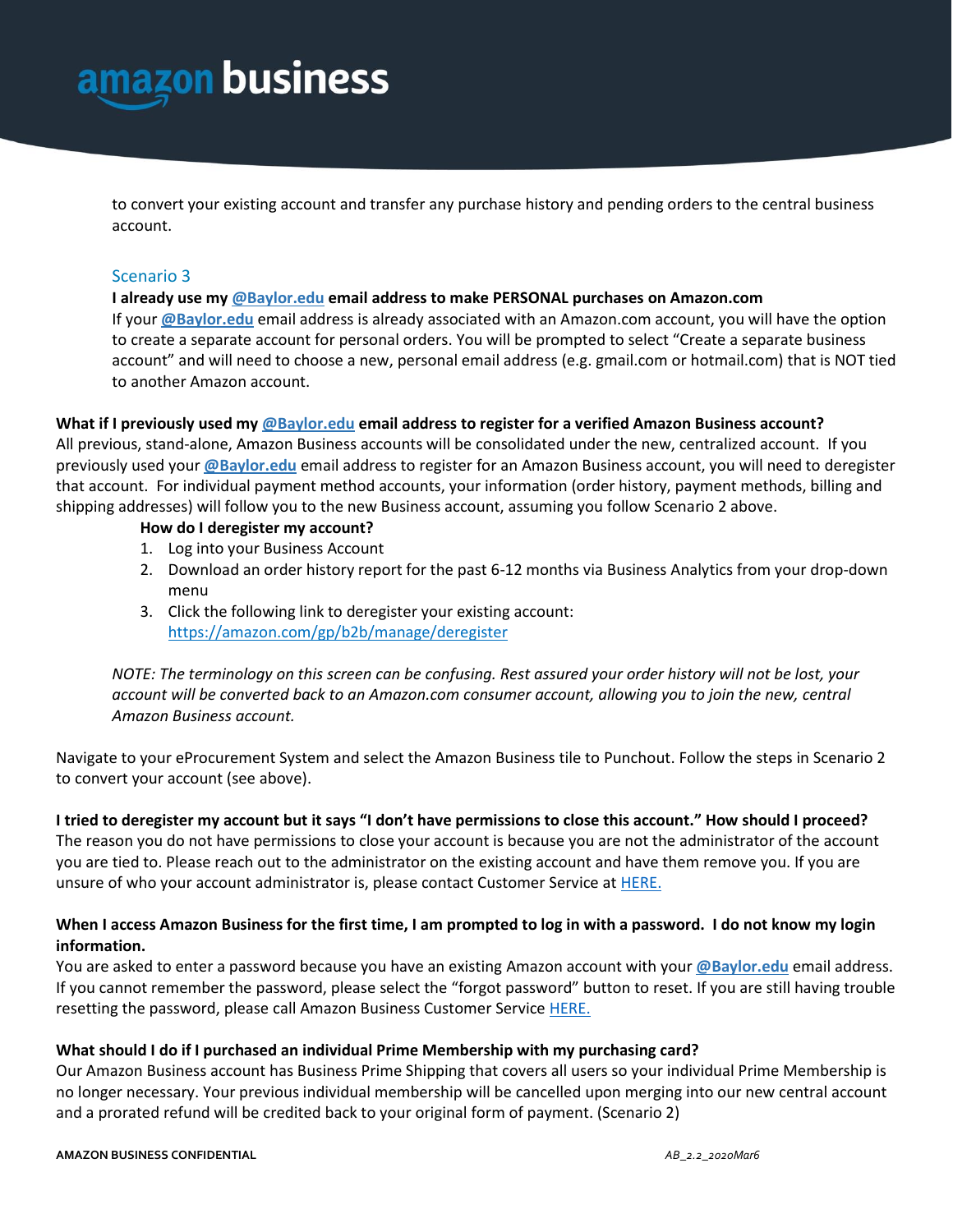to convert your existing account and transfer any purchase history and pending orders to the central business account.

### Scenario 3

**I already use my @Baylor.edu email address to make PERSONAL purchases on Amazon.com**

If your **@Baylor.edu** email address is already associated with an Amazon.com account, you will have the option to create a separate account for personal orders. You will be prompted to select "Create a separate business account" and will need to choose a new, personal email address (e.g. gmail.com or hotmail.com) that is NOT tied to another Amazon account.

**What if I previously used my @Baylor.edu email address to register for a verified Amazon Business account?**

All previous, stand-alone, Amazon Business accounts will be consolidated under the new, centralized account. If you previously used your **@Baylor.edu** email address to register for an Amazon Business account, you will need to deregister that account. For individual payment method accounts, your information (order history, payment methods, billing and shipping addresses) will follow you to the new Business account, assuming you follow Scenario 2 above.

**How do I deregister my account?**

1. Log into your Business Account
2. Download an order history report for the past 6-12 months via Business Analytics from your drop-down menu
3. Click the following link to deregister your existing account: https://amazon.com/gp/b2b/manage/deregister

*NOTE: The terminology on this screen can be confusing. Rest assured your order history will not be lost, your account will be converted back to an Amazon.com consumer account, allowing you to join the new, central Amazon Business account.*

Navigate to your eProcurement System and select the Amazon Business tile to Punchout. Follow the steps in Scenario 2 to convert your account (see above).

**I tried to deregister my account but it says "I don't have permissions to close this account." How should I proceed?**

The reason you do not have permissions to close your account is because you are not the administrator of the account you are tied to. Please reach out to the administrator on the existing account and have them remove you. If you are unsure of who your account administrator is, please contact Customer Service at HERE.

**When I access Amazon Business for the first time, I am prompted to log in with a password. I do not know my login information.**

You are asked to enter a password because you have an existing Amazon account with your **@Baylor.edu** email address. If you cannot remember the password, please select the "forgot password" button to reset. If you are still having trouble resetting the password, please call Amazon Business Customer Service HERE.

**What should I do if I purchased an individual Prime Membership with my purchasing card?**

Our Amazon Business account has Business Prime Shipping that covers all users so your individual Prime Membership is no longer necessary. Your previous individual membership will be cancelled upon merging into our new central account and a prorated refund will be credited back to your original form of payment. (Scenario 2)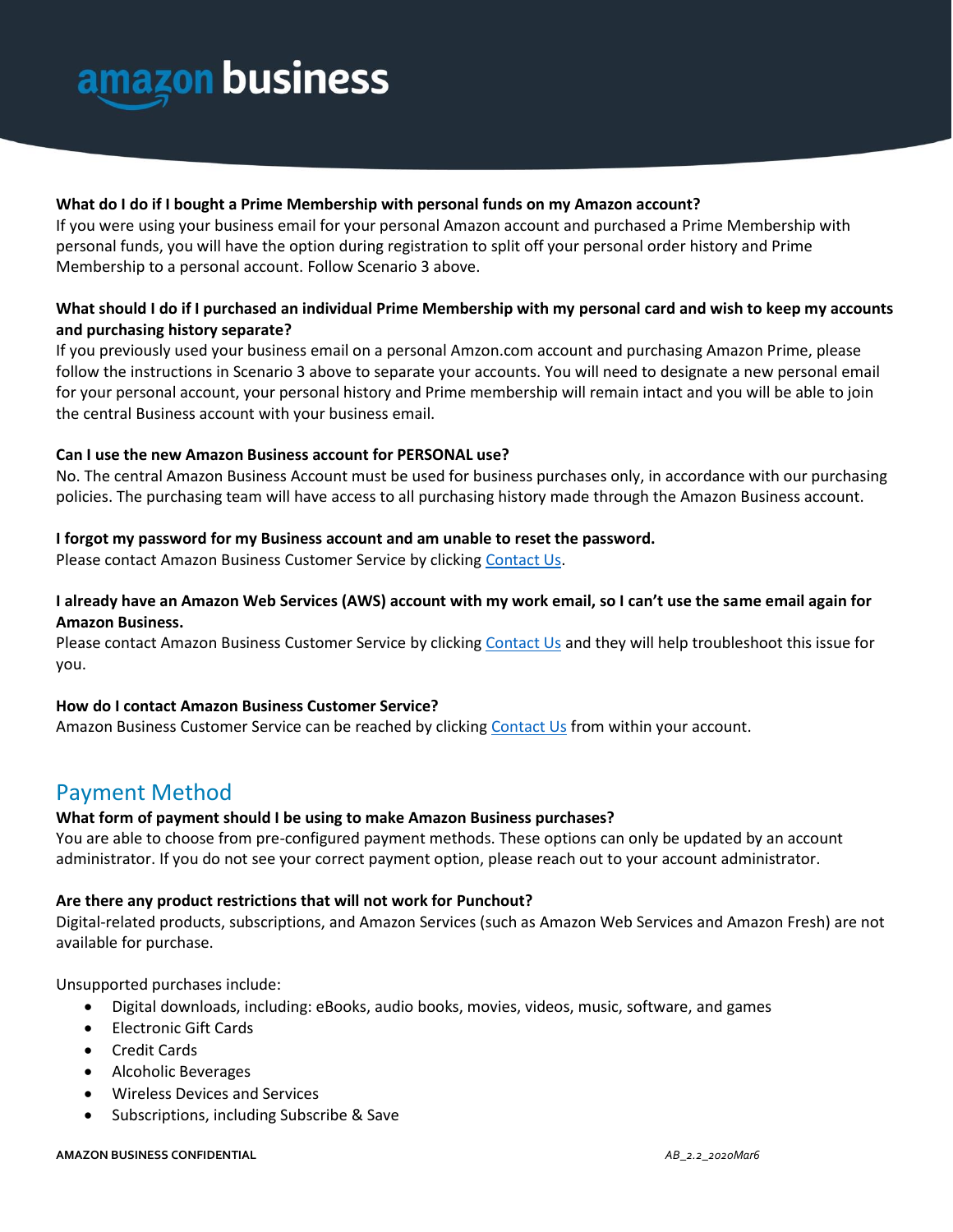**What do I do if I bought a Prime Membership with personal funds on my Amazon account?**
If you were using your business email for your personal Amazon account and purchased a Prime Membership with personal funds, you will have the option during registration to split off your personal order history and Prime Membership to a personal account. Follow Scenario 3 above.

**What should I do if I purchased an individual Prime Membership with my personal card and wish to keep my accounts and purchasing history separate?**
If you previously used your business email on a personal Amzon.com account and purchasing Amazon Prime, please follow the instructions in Scenario 3 above to separate your accounts. You will need to designate a new personal email for your personal account, your personal history and Prime membership will remain intact and you will be able to join the central Business account with your business email.

**Can I use the new Amazon Business account for PERSONAL use?**
No. The central Amazon Business Account must be used for business purchases only, in accordance with our purchasing policies. The purchasing team will have access to all purchasing history made through the Amazon Business account.

**I forgot my password for my Business account and am unable to reset the password.**
Please contact Amazon Business Customer Service by clicking Contact Us.

**I already have an Amazon Web Services (AWS) account with my work email, so I can't use the same email again for Amazon Business.**
Please contact Amazon Business Customer Service by clicking Contact Us and they will help troubleshoot this issue for you.

**How do I contact Amazon Business Customer Service?**
Amazon Business Customer Service can be reached by clicking Contact Us from within your account.

## Payment Method

**What form of payment should I be using to make Amazon Business purchases?**
You are able to choose from pre-configured payment methods. These options can only be updated by an account administrator. If you do not see your correct payment option, please reach out to your account administrator.

**Are there any product restrictions that will not work for Punchout?**
Digital-related products, subscriptions, and Amazon Services (such as Amazon Web Services and Amazon Fresh) are not available for purchase.

Unsupported purchases include:

- Digital downloads, including: eBooks, audio books, movies, videos, music, software, and games
- Electronic Gift Cards
- Credit Cards
- Alcoholic Beverages
- Wireless Devices and Services
- Subscriptions, including Subscribe & Save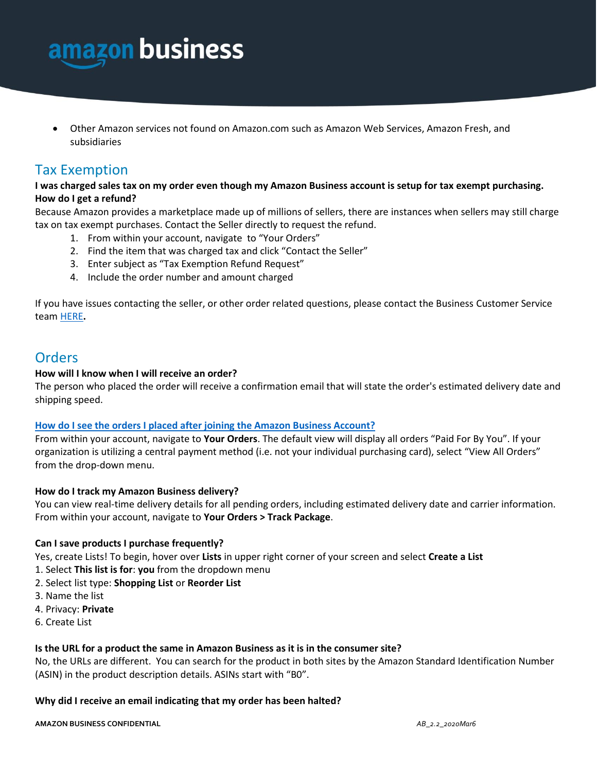- Other Amazon services not found on Amazon.com such as Amazon Web Services, Amazon Fresh, and subsidiaries

## Tax Exemption

**I was charged sales tax on my order even though my Amazon Business account is setup for tax exempt purchasing. How do I get a refund?**

Because Amazon provides a marketplace made up of millions of sellers, there are instances when sellers may still charge tax on tax exempt purchases. Contact the Seller directly to request the refund.

1. From within your account, navigate to "Your Orders"
2. Find the item that was charged tax and click "Contact the Seller"
3. Enter subject as "Tax Exemption Refund Request"
4. Include the order number and amount charged

If you have issues contacting the seller, or other order related questions, please contact the Business Customer Service team HERE**.**

## Orders

**How will I know when I will receive an order?**

The person who placed the order will receive a confirmation email that will state the order's estimated delivery date and shipping speed.

**How do I see the orders I placed after joining the Amazon Business Account?**

From within your account, navigate to **Your Orders**. The default view will display all orders "Paid For By You". If your organization is utilizing a central payment method (i.e. not your individual purchasing card), select "View All Orders" from the drop-down menu.

**How do I track my Amazon Business delivery?**

You can view real-time delivery details for all pending orders, including estimated delivery date and carrier information. From within your account, navigate to **Your Orders > Track Package**.

**Can I save products I purchase frequently?**

Yes, create Lists! To begin, hover over **Lists** in upper right corner of your screen and select **Create a List**

1. Select **This list is for**: **you** from the dropdown menu
2. Select list type: **Shopping List** or **Reorder List**
3. Name the list
4. Privacy: **Private**
6. Create List

**Is the URL for a product the same in Amazon Business as it is in the consumer site?**

No, the URLs are different. You can search for the product in both sites by the Amazon Standard Identification Number (ASIN) in the product description details. ASINs start with "B0".

**Why did I receive an email indicating that my order has been halted?**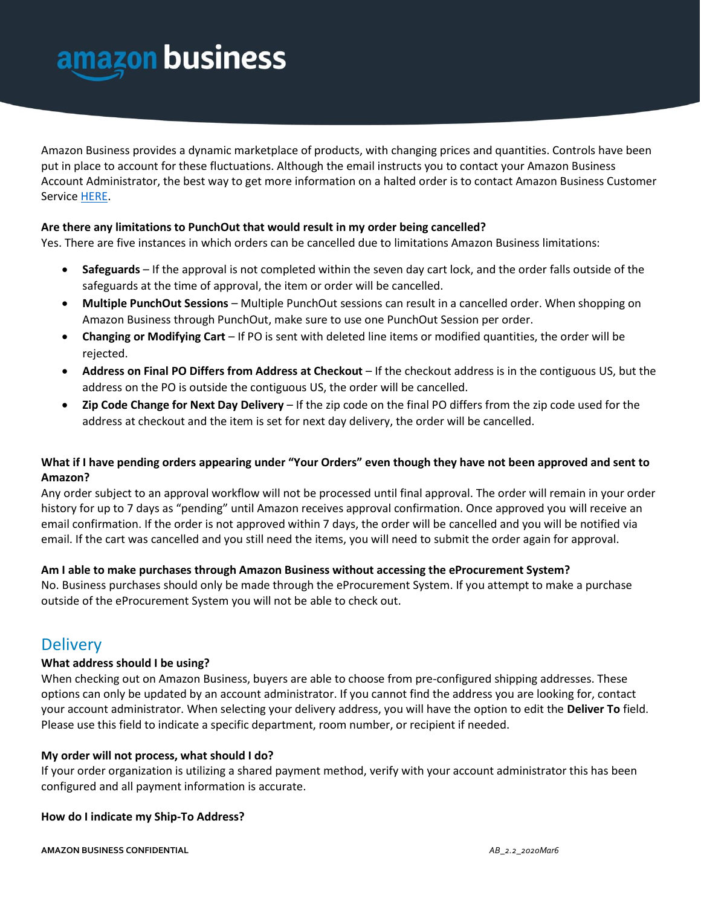Amazon Business provides a dynamic marketplace of products, with changing prices and quantities. Controls have been put in place to account for these fluctuations. Although the email instructs you to contact your Amazon Business Account Administrator, the best way to get more information on a halted order is to contact Amazon Business Customer Service HERE.

**Are there any limitations to PunchOut that would result in my order being cancelled?**
Yes. There are five instances in which orders can be cancelled due to limitations Amazon Business limitations:

- **Safeguards** – If the approval is not completed within the seven day cart lock, and the order falls outside of the safeguards at the time of approval, the item or order will be cancelled.
- **Multiple PunchOut Sessions** – Multiple PunchOut sessions can result in a cancelled order. When shopping on Amazon Business through PunchOut, make sure to use one PunchOut Session per order.
- **Changing or Modifying Cart** – If PO is sent with deleted line items or modified quantities, the order will be rejected.
- **Address on Final PO Differs from Address at Checkout** – If the checkout address is in the contiguous US, but the address on the PO is outside the contiguous US, the order will be cancelled.
- **Zip Code Change for Next Day Delivery** – If the zip code on the final PO differs from the zip code used for the address at checkout and the item is set for next day delivery, the order will be cancelled.

**What if I have pending orders appearing under "Your Orders" even though they have not been approved and sent to Amazon?**
Any order subject to an approval workflow will not be processed until final approval. The order will remain in your order history for up to 7 days as "pending" until Amazon receives approval confirmation. Once approved you will receive an email confirmation. If the order is not approved within 7 days, the order will be cancelled and you will be notified via email. If the cart was cancelled and you still need the items, you will need to submit the order again for approval.

**Am I able to make purchases through Amazon Business without accessing the eProcurement System?**
No. Business purchases should only be made through the eProcurement System. If you attempt to make a purchase outside of the eProcurement System you will not be able to check out.

## Delivery

**What address should I be using?**
When checking out on Amazon Business, buyers are able to choose from pre-configured shipping addresses. These options can only be updated by an account administrator. If you cannot find the address you are looking for, contact your account administrator. When selecting your delivery address, you will have the option to edit the **Deliver To** field. Please use this field to indicate a specific department, room number, or recipient if needed.

**My order will not process, what should I do?**
If your order organization is utilizing a shared payment method, verify with your account administrator this has been configured and all payment information is accurate.

**How do I indicate my Ship-To Address?**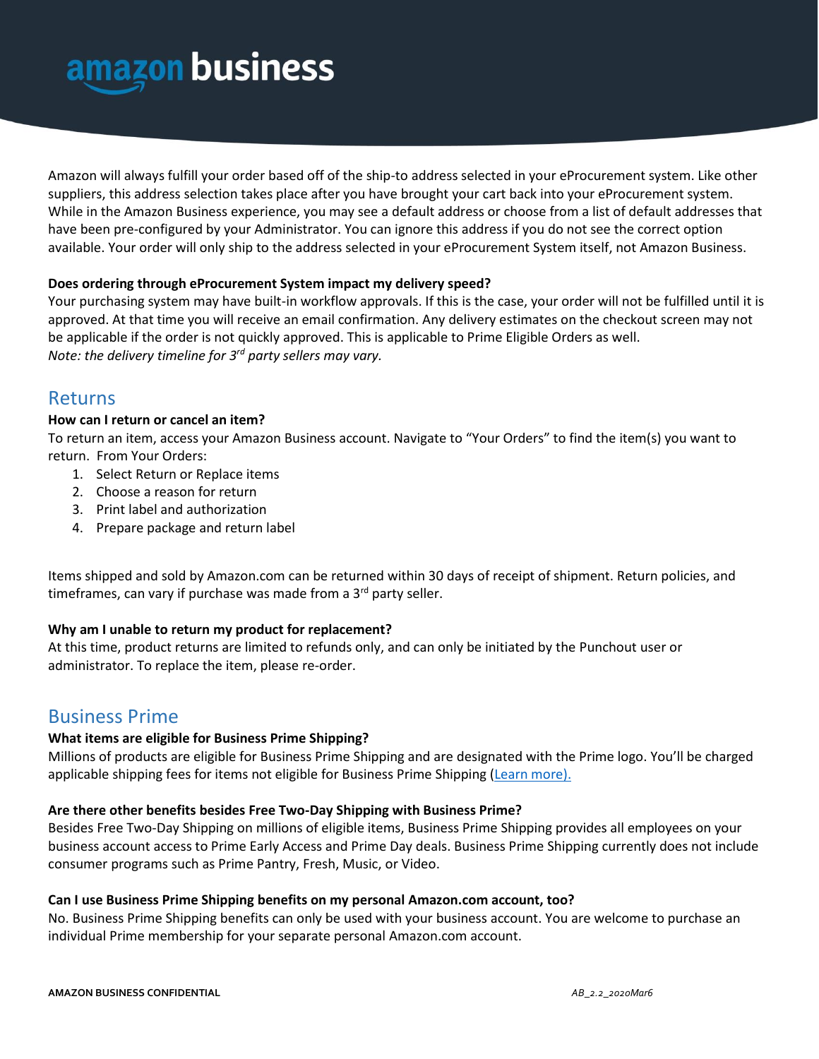Amazon will always fulfill your order based off of the ship-to address selected in your eProcurement system. Like other suppliers, this address selection takes place after you have brought your cart back into your eProcurement system. While in the Amazon Business experience, you may see a default address or choose from a list of default addresses that have been pre-configured by your Administrator. You can ignore this address if you do not see the correct option available. Your order will only ship to the address selected in your eProcurement System itself, not Amazon Business.

**Does ordering through eProcurement System impact my delivery speed?**

Your purchasing system may have built-in workflow approvals. If this is the case, your order will not be fulfilled until it is approved. At that time you will receive an email confirmation. Any delivery estimates on the checkout screen may not be applicable if the order is not quickly approved. This is applicable to Prime Eligible Orders as well.

*Note: the delivery timeline for 3rd party sellers may vary.*

## Returns

**How can I return or cancel an item?**

To return an item, access your Amazon Business account. Navigate to "Your Orders" to find the item(s) you want to return. From Your Orders:

1. Select Return or Replace items
2. Choose a reason for return
3. Print label and authorization
4. Prepare package and return label

Items shipped and sold by Amazon.com can be returned within 30 days of receipt of shipment. Return policies, and timeframes, can vary if purchase was made from a 3rd party seller.

**Why am I unable to return my product for replacement?**

At this time, product returns are limited to refunds only, and can only be initiated by the Punchout user or administrator. To replace the item, please re-order.

## Business Prime

**What items are eligible for Business Prime Shipping?**

Millions of products are eligible for Business Prime Shipping and are designated with the Prime logo. You'll be charged applicable shipping fees for items not eligible for Business Prime Shipping (Learn more).

**Are there other benefits besides Free Two-Day Shipping with Business Prime?**

Besides Free Two-Day Shipping on millions of eligible items, Business Prime Shipping provides all employees on your business account access to Prime Early Access and Prime Day deals. Business Prime Shipping currently does not include consumer programs such as Prime Pantry, Fresh, Music, or Video.

**Can I use Business Prime Shipping benefits on my personal Amazon.com account, too?**

No. Business Prime Shipping benefits can only be used with your business account. You are welcome to purchase an individual Prime membership for your separate personal Amazon.com account.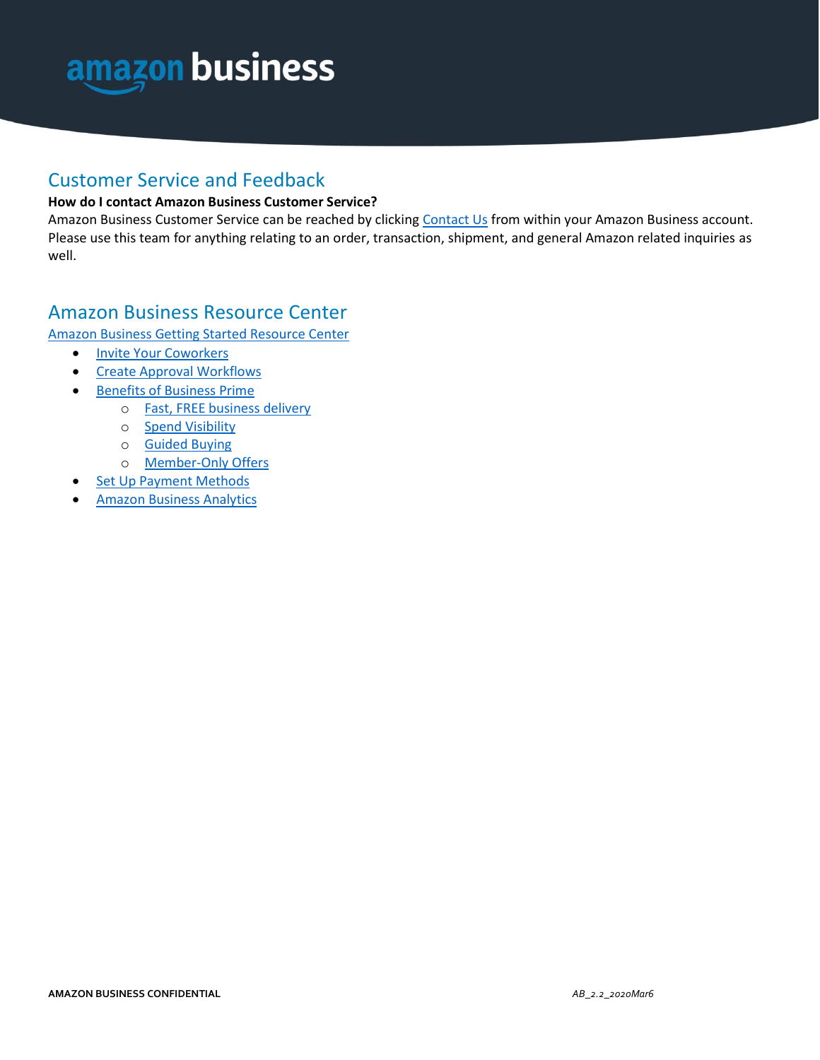## Customer Service and Feedback

**How do I contact Amazon Business Customer Service?**

Amazon Business Customer Service can be reached by clicking Contact Us from within your Amazon Business account. Please use this team for anything relating to an order, transaction, shipment, and general Amazon related inquiries as well.

## Amazon Business Resource Center

Amazon Business Getting Started Resource Center

- Invite Your Coworkers
- Create Approval Workflows
- Benefits of Business Prime
  - Fast, FREE business delivery
  - Spend Visibility
  - Guided Buying
  - Member-Only Offers
- Set Up Payment Methods
- Amazon Business Analytics